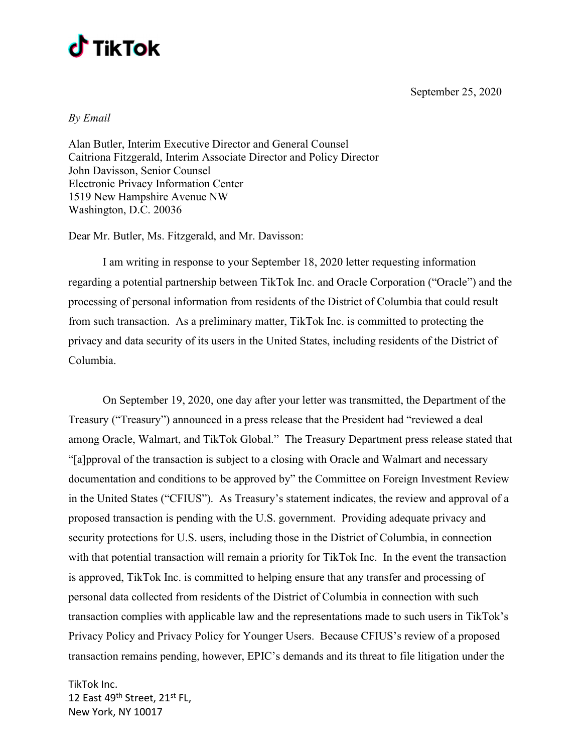# TikTok

September 25, 2020

*By Email*

Alan Butler, Interim Executive Director and General Counsel
Caitriona Fitzgerald, Interim Associate Director and Policy Director
John Davisson, Senior Counsel
Electronic Privacy Information Center
1519 New Hampshire Avenue NW
Washington, D.C. 20036

Dear Mr. Butler, Ms. Fitzgerald, and Mr. Davisson:

I am writing in response to your September 18, 2020 letter requesting information regarding a potential partnership between TikTok Inc. and Oracle Corporation ("Oracle") and the processing of personal information from residents of the District of Columbia that could result from such transaction. As a preliminary matter, TikTok Inc. is committed to protecting the privacy and data security of its users in the United States, including residents of the District of Columbia.

On September 19, 2020, one day after your letter was transmitted, the Department of the Treasury ("Treasury") announced in a press release that the President had "reviewed a deal among Oracle, Walmart, and TikTok Global." The Treasury Department press release stated that "[a]pproval of the transaction is subject to a closing with Oracle and Walmart and necessary documentation and conditions to be approved by" the Committee on Foreign Investment Review in the United States ("CFIUS"). As Treasury's statement indicates, the review and approval of a proposed transaction is pending with the U.S. government. Providing adequate privacy and security protections for U.S. users, including those in the District of Columbia, in connection with that potential transaction will remain a priority for TikTok Inc. In the event the transaction is approved, TikTok Inc. is committed to helping ensure that any transfer and processing of personal data collected from residents of the District of Columbia in connection with such transaction complies with applicable law and the representations made to such users in TikTok's Privacy Policy and Privacy Policy for Younger Users. Because CFIUS's review of a proposed transaction remains pending, however, EPIC's demands and its threat to file litigation under the

TikTok Inc.
12 East 49th Street, 21st FL,
New York, NY 10017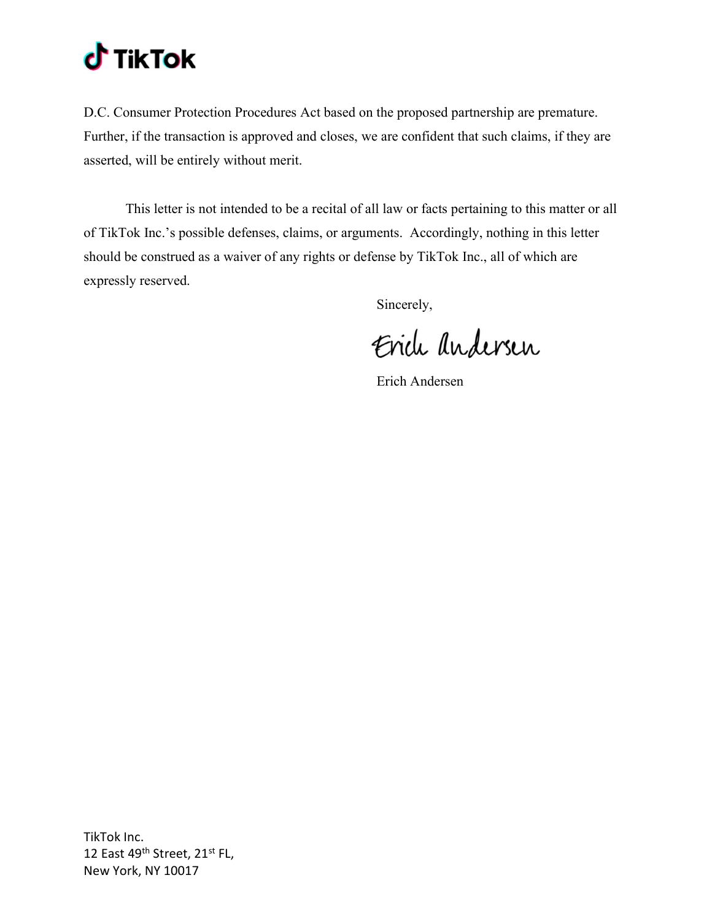D.C. Consumer Protection Procedures Act based on the proposed partnership are premature. Further, if the transaction is approved and closes, we are confident that such claims, if they are asserted, will be entirely without merit.

This letter is not intended to be a recital of all law or facts pertaining to this matter or all of TikTok Inc.'s possible defenses, claims, or arguments. Accordingly, nothing in this letter should be construed as a waiver of any rights or defense by TikTok Inc., all of which are expressly reserved.

Sincerely,

Erich Andersen

Erich Andersen

TikTok Inc.
12 East 49th Street, 21st FL,
New York, NY 10017